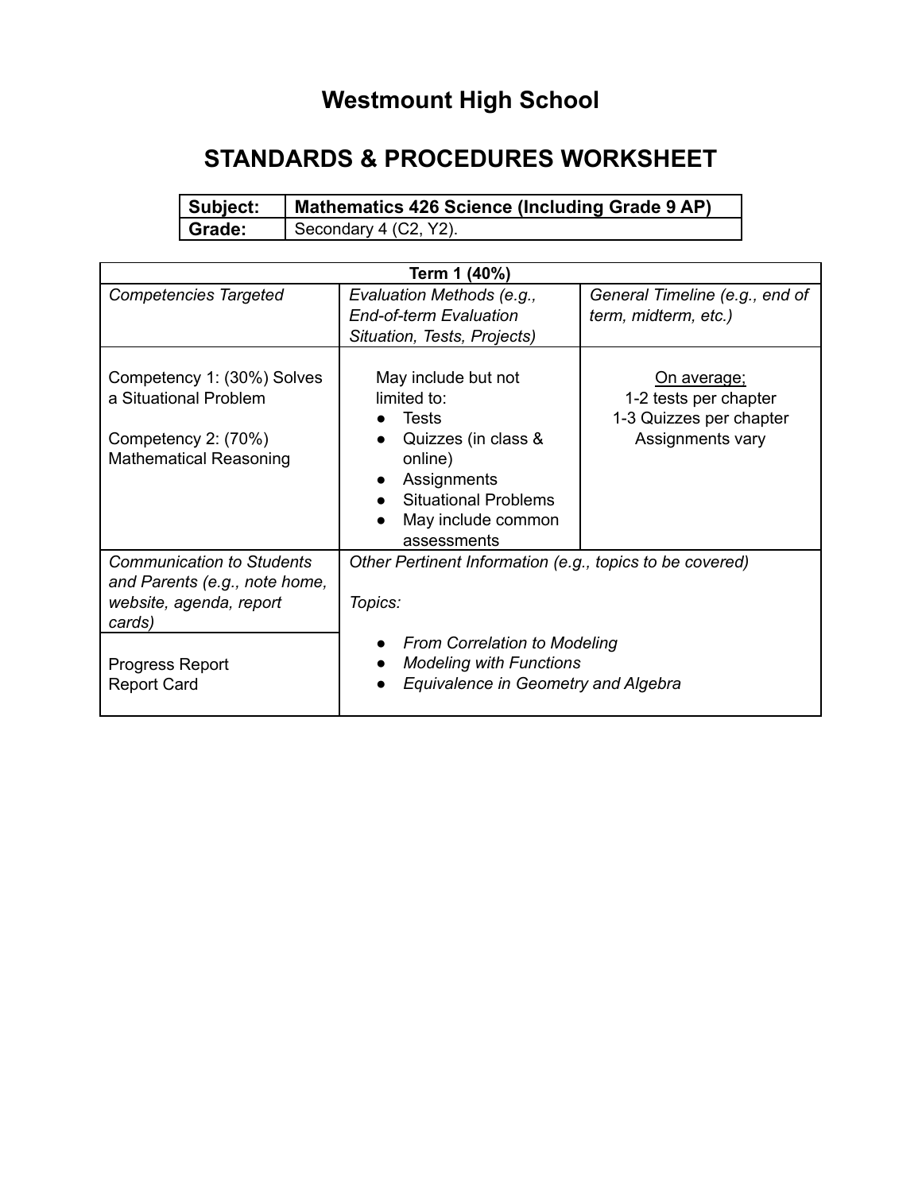# Westmount High School

## STANDARDS & PROCEDURES WORKSHEET

| | |
|---|---|
| **Subject:** | **Mathematics 426 Science (Including Grade 9 AP)** |
| **Grade:** | Secondary 4 (C2, Y2). |

| **Term 1 (40%)** | | |
|---|---|---|
| *Competencies Targeted* | *Evaluation Methods (e.g., End-of-term Evaluation Situation, Tests, Projects)* | *General Timeline (e.g., end of term, midterm, etc.)* |
| Competency 1: (30%) Solves a Situational Problem<br><br>Competency 2: (70%) Mathematical Reasoning | May include but not limited to:<br>● Tests<br>● Quizzes (in class & online)<br>● Assignments<br>● Situational Problems<br>● May include common assessments | <u>On average;</u><br>1-2 tests per chapter<br>1-3 Quizzes per chapter<br>Assignments vary |
| *Communication to Students and Parents (e.g., note home, website, agenda, report cards)* | *Other Pertinent Information (e.g., topics to be covered)*<br><br>*Topics:*<br><br>● *From Correlation to Modeling*<br>● *Modeling with Functions*<br>● *Equivalence in Geometry and Algebra* | |
| Progress Report<br>Report Card | | |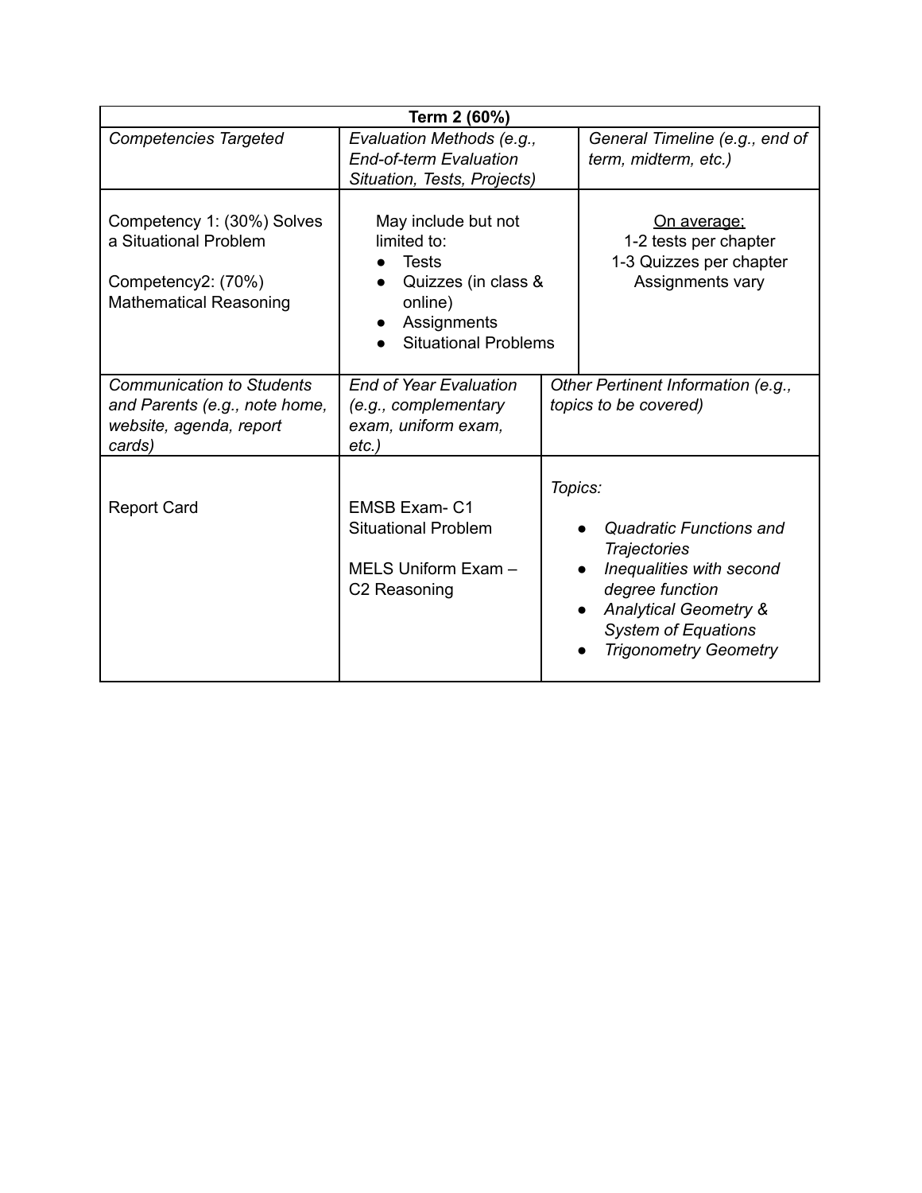| Term 2 (60%) | | |
|---|---|---|
| *Competencies Targeted* | *Evaluation Methods (e.g., End-of-term Evaluation Situation, Tests, Projects)* | *General Timeline (e.g., end of term, midterm, etc.)* |
| Competency 1: (30%) Solves a Situational Problem<br><br>Competency2: (70%) Mathematical Reasoning | May include but not limited to:<br>● Tests<br>● Quizzes (in class & online)<br>● Assignments<br>● Situational Problems | <u>On average:</u><br>1-2 tests per chapter<br>1-3 Quizzes per chapter<br>Assignments vary |
| *Communication to Students and Parents (e.g., note home, website, agenda, report cards)* | *End of Year Evaluation (e.g., complementary exam, uniform exam, etc.)* | *Other Pertinent Information (e.g., topics to be covered)* |
| Report Card | EMSB Exam- C1 Situational Problem<br><br>MELS Uniform Exam – C2 Reasoning | *Topics:*<br>● *Quadratic Functions and Trajectories*<br>● *Inequalities with second degree function*<br>● *Analytical Geometry & System of Equations*<br>● *Trigonometry Geometry* |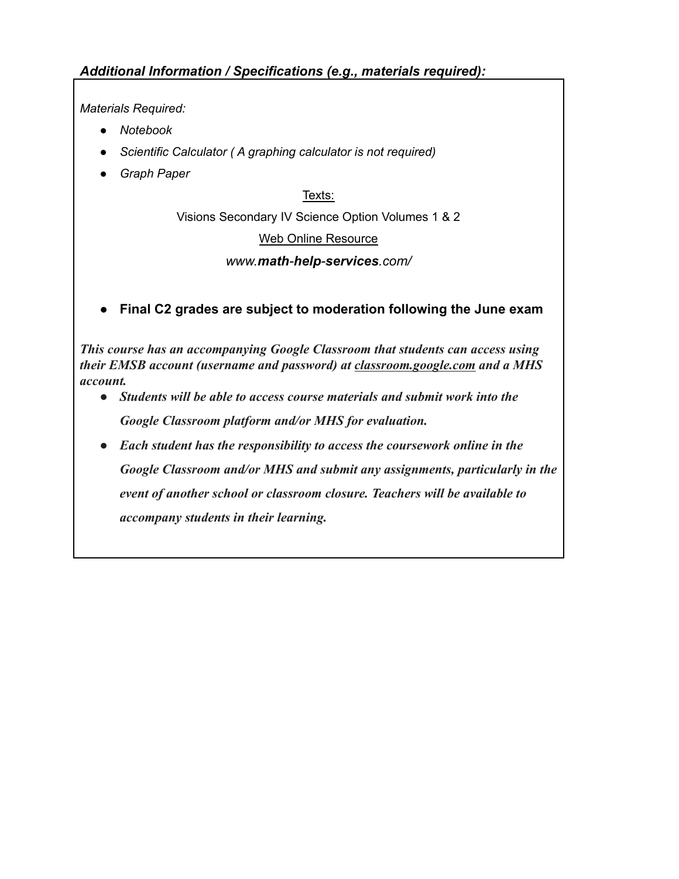***Additional Information / Specifications (e.g., materials required):***

*Materials Required:*

- *Notebook*
- *Scientific Calculator ( A graphing calculator is not required)*
- *Graph Paper*

Texts:

Visions Secondary IV Science Option Volumes 1 & 2

Web Online Resource

*www.**math-help-services**.com/*

- **Final C2 grades are subject to moderation following the June exam**

***This course has an accompanying Google Classroom that students can access using their EMSB account (username and password) at classroom.google.com and a MHS account.***

- ***Students will be able to access course materials and submit work into the Google Classroom platform and/or MHS for evaluation.***
- ***Each student has the responsibility to access the coursework online in the Google Classroom and/or MHS and submit any assignments, particularly in the event of another school or classroom closure. Teachers will be available to accompany students in their learning.***